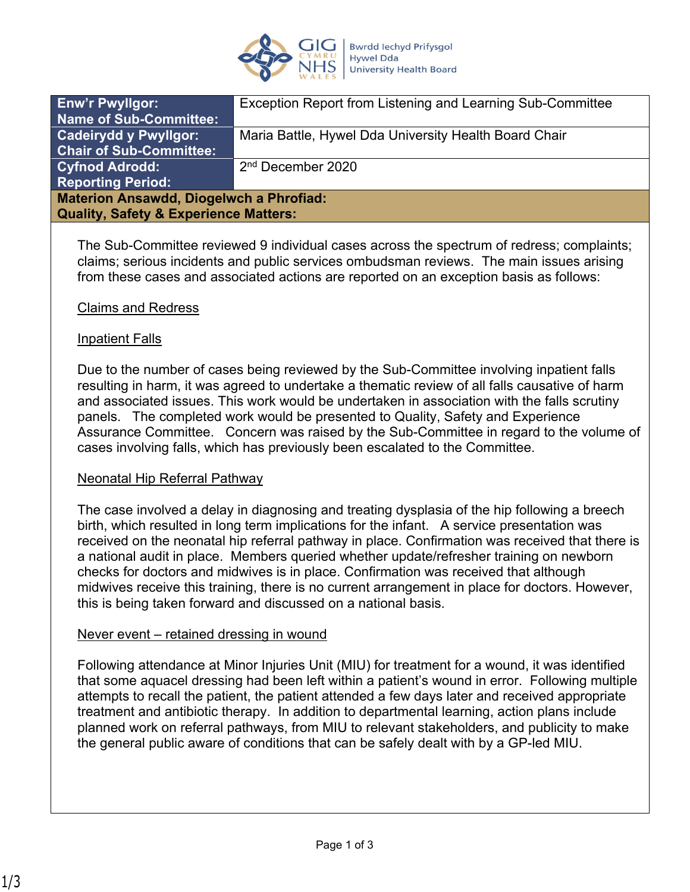| Enw'r Pwyllgor: Name of Sub-Committee: | Exception Report from Listening and Learning Sub-Committee |
| --- | --- |
| Cadeirydd y Pwyllgor: Chair of Sub-Committee: | Maria Battle, Hywel Dda University Health Board Chair |
| Cyfnod Adrodd: Reporting Period: | 2nd December 2020 |

**Materion Ansawdd, Diogelwch a Phrofiad:**
**Quality, Safety & Experience Matters:**

The Sub-Committee reviewed 9 individual cases across the spectrum of redress; complaints; claims; serious incidents and public services ombudsman reviews. The main issues arising from these cases and associated actions are reported on an exception basis as follows:

Claims and Redress

Inpatient Falls

Due to the number of cases being reviewed by the Sub-Committee involving inpatient falls resulting in harm, it was agreed to undertake a thematic review of all falls causative of harm and associated issues. This work would be undertaken in association with the falls scrutiny panels. The completed work would be presented to Quality, Safety and Experience Assurance Committee. Concern was raised by the Sub-Committee in regard to the volume of cases involving falls, which has previously been escalated to the Committee.

Neonatal Hip Referral Pathway

The case involved a delay in diagnosing and treating dysplasia of the hip following a breech birth, which resulted in long term implications for the infant. A service presentation was received on the neonatal hip referral pathway in place. Confirmation was received that there is a national audit in place. Members queried whether update/refresher training on newborn checks for doctors and midwives is in place. Confirmation was received that although midwives receive this training, there is no current arrangement in place for doctors. However, this is being taken forward and discussed on a national basis.

Never event – retained dressing in wound

Following attendance at Minor Injuries Unit (MIU) for treatment for a wound, it was identified that some aquacel dressing had been left within a patient's wound in error. Following multiple attempts to recall the patient, the patient attended a few days later and received appropriate treatment and antibiotic therapy. In addition to departmental learning, action plans include planned work on referral pathways, from MIU to relevant stakeholders, and publicity to make the general public aware of conditions that can be safely dealt with by a GP-led MIU.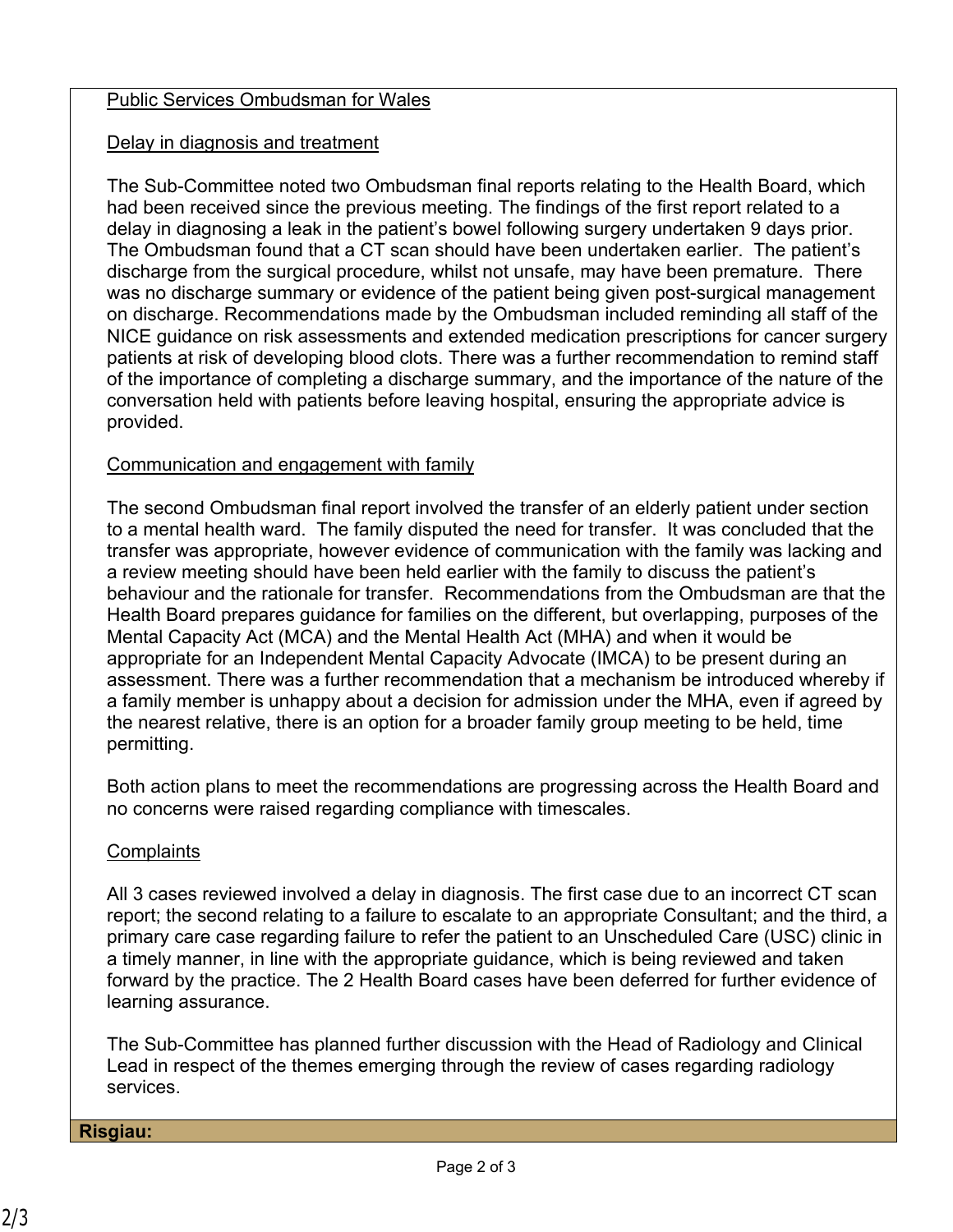Public Services Ombudsman for Wales

Delay in diagnosis and treatment

The Sub-Committee noted two Ombudsman final reports relating to the Health Board, which had been received since the previous meeting. The findings of the first report related to a delay in diagnosing a leak in the patient's bowel following surgery undertaken 9 days prior. The Ombudsman found that a CT scan should have been undertaken earlier. The patient's discharge from the surgical procedure, whilst not unsafe, may have been premature. There was no discharge summary or evidence of the patient being given post-surgical management on discharge. Recommendations made by the Ombudsman included reminding all staff of the NICE guidance on risk assessments and extended medication prescriptions for cancer surgery patients at risk of developing blood clots. There was a further recommendation to remind staff of the importance of completing a discharge summary, and the importance of the nature of the conversation held with patients before leaving hospital, ensuring the appropriate advice is provided.

Communication and engagement with family

The second Ombudsman final report involved the transfer of an elderly patient under section to a mental health ward. The family disputed the need for transfer. It was concluded that the transfer was appropriate, however evidence of communication with the family was lacking and a review meeting should have been held earlier with the family to discuss the patient's behaviour and the rationale for transfer. Recommendations from the Ombudsman are that the Health Board prepares guidance for families on the different, but overlapping, purposes of the Mental Capacity Act (MCA) and the Mental Health Act (MHA) and when it would be appropriate for an Independent Mental Capacity Advocate (IMCA) to be present during an assessment. There was a further recommendation that a mechanism be introduced whereby if a family member is unhappy about a decision for admission under the MHA, even if agreed by the nearest relative, there is an option for a broader family group meeting to be held, time permitting.

Both action plans to meet the recommendations are progressing across the Health Board and no concerns were raised regarding compliance with timescales.

Complaints

All 3 cases reviewed involved a delay in diagnosis. The first case due to an incorrect CT scan report; the second relating to a failure to escalate to an appropriate Consultant; and the third, a primary care case regarding failure to refer the patient to an Unscheduled Care (USC) clinic in a timely manner, in line with the appropriate guidance, which is being reviewed and taken forward by the practice. The 2 Health Board cases have been deferred for further evidence of learning assurance.

The Sub-Committee has planned further discussion with the Head of Radiology and Clinical Lead in respect of the themes emerging through the review of cases regarding radiology services.

**Risgiau:**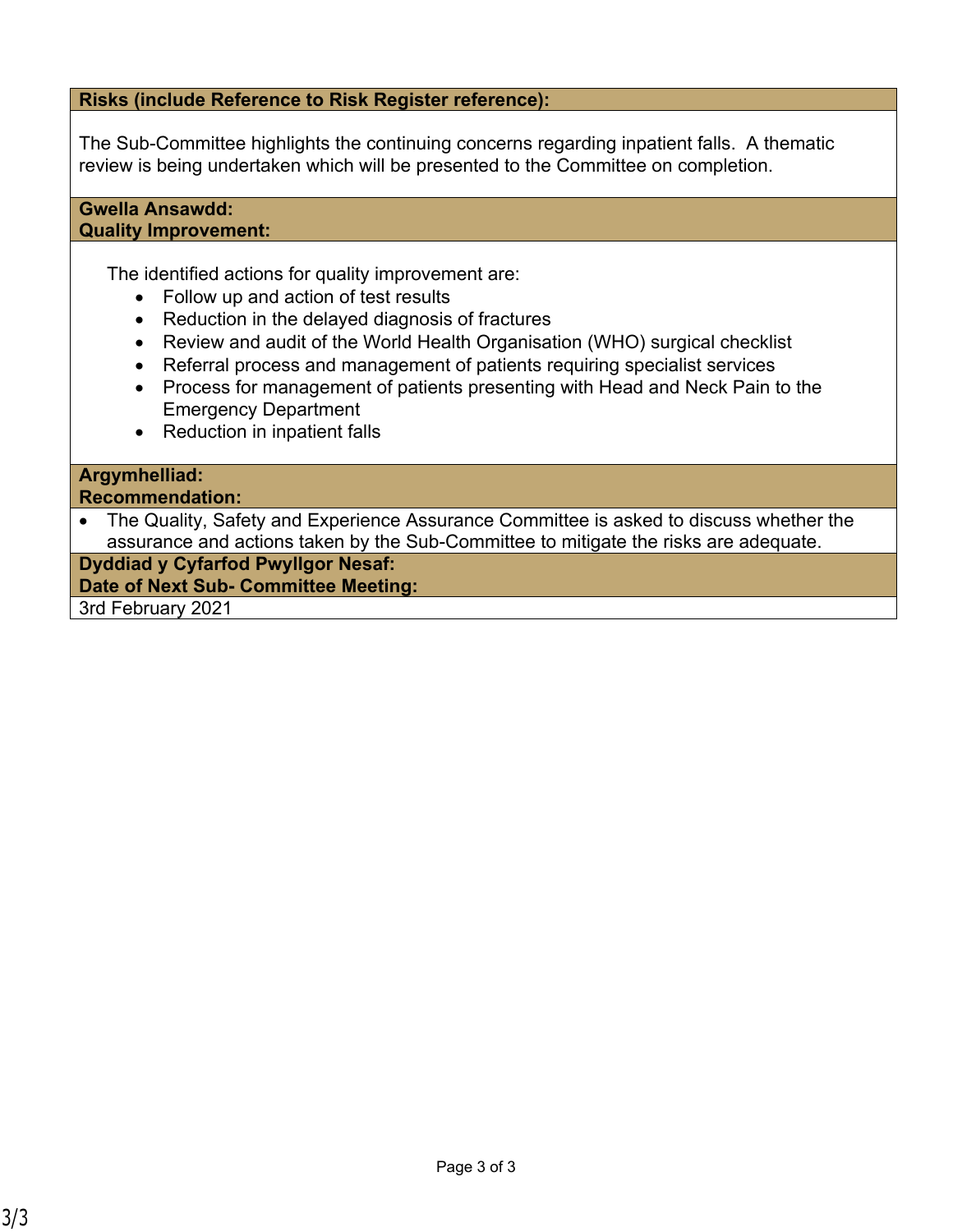**Risks (include Reference to Risk Register reference):**

The Sub-Committee highlights the continuing concerns regarding inpatient falls. A thematic review is being undertaken which will be presented to the Committee on completion.

**Gwella Ansawdd:**
**Quality Improvement:**

The identified actions for quality improvement are:

- Follow up and action of test results
- Reduction in the delayed diagnosis of fractures
- Review and audit of the World Health Organisation (WHO) surgical checklist
- Referral process and management of patients requiring specialist services
- Process for management of patients presenting with Head and Neck Pain to the Emergency Department
- Reduction in inpatient falls

**Argymhelliad:**
**Recommendation:**

- The Quality, Safety and Experience Assurance Committee is asked to discuss whether the assurance and actions taken by the Sub-Committee to mitigate the risks are adequate.

**Dyddiad y Cyfarfod Pwyllgor Nesaf:**
**Date of Next Sub- Committee Meeting:**

3rd February 2021